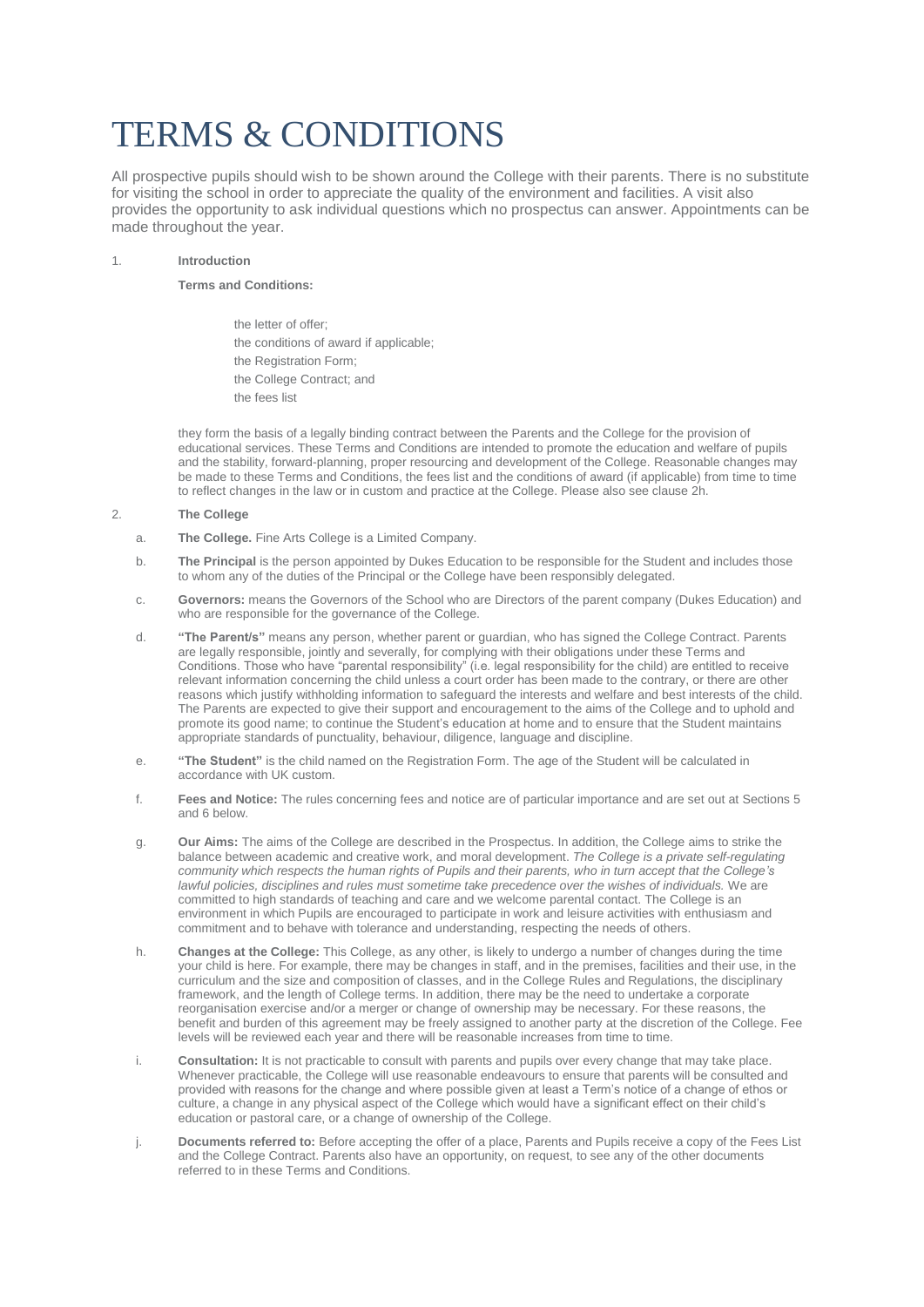# TERMS & CONDITIONS

All prospective pupils should wish to be shown around the College with their parents. There is no substitute for visiting the school in order to appreciate the quality of the environment and facilities. A visit also provides the opportunity to ask individual questions which no prospectus can answer. Appointments can be made throughout the year.

1. **Introduction**

   **Terms and Conditions:**

   the letter of offer;
   the conditions of award if applicable;
   the Registration Form;
   the College Contract; and
   the fees list

   they form the basis of a legally binding contract between the Parents and the College for the provision of educational services. These Terms and Conditions are intended to promote the education and welfare of pupils and the stability, forward-planning, proper resourcing and development of the College. Reasonable changes may be made to these Terms and Conditions, the fees list and the conditions of award (if applicable) from time to time to reflect changes in the law or in custom and practice at the College. Please also see clause 2h.

2. **The College**

   a. **The College.** Fine Arts College is a Limited Company.

   b. **The Principal** is the person appointed by Dukes Education to be responsible for the Student and includes those to whom any of the duties of the Principal or the College have been responsibly delegated.

   c. **Governors:** means the Governors of the School who are Directors of the parent company (Dukes Education) and who are responsible for the governance of the College.

   d. **"The Parent/s"** means any person, whether parent or guardian, who has signed the College Contract. Parents are legally responsible, jointly and severally, for complying with their obligations under these Terms and Conditions. Those who have "parental responsibility" (i.e. legal responsibility for the child) are entitled to receive relevant information concerning the child unless a court order has been made to the contrary, or there are other reasons which justify withholding information to safeguard the interests and welfare and best interests of the child. The Parents are expected to give their support and encouragement to the aims of the College and to uphold and promote its good name; to continue the Student's education at home and to ensure that the Student maintains appropriate standards of punctuality, behaviour, diligence, language and discipline.

   e. **"The Student"** is the child named on the Registration Form. The age of the Student will be calculated in accordance with UK custom.

   f. **Fees and Notice:** The rules concerning fees and notice are of particular importance and are set out at Sections 5 and 6 below.

   g. **Our Aims:** The aims of the College are described in the Prospectus. In addition, the College aims to strike the balance between academic and creative work, and moral development. *The College is a private self-regulating community which respects the human rights of Pupils and their parents, who in turn accept that the College's lawful policies, disciplines and rules must sometime take precedence over the wishes of individuals.* We are committed to high standards of teaching and care and we welcome parental contact. The College is an environment in which Pupils are encouraged to participate in work and leisure activities with enthusiasm and commitment and to behave with tolerance and understanding, respecting the needs of others.

   h. **Changes at the College:** This College, as any other, is likely to undergo a number of changes during the time your child is here. For example, there may be changes in staff, and in the premises, facilities and their use, in the curriculum and the size and composition of classes, and in the College Rules and Regulations, the disciplinary framework, and the length of College terms. In addition, there may be the need to undertake a corporate reorganisation exercise and/or a merger or change of ownership may be necessary. For these reasons, the benefit and burden of this agreement may be freely assigned to another party at the discretion of the College. Fee levels will be reviewed each year and there will be reasonable increases from time to time.

   i. **Consultation:** It is not practicable to consult with parents and pupils over every change that may take place. Whenever practicable, the College will use reasonable endeavours to ensure that parents will be consulted and provided with reasons for the change and where possible given at least a Term's notice of a change of ethos or culture, a change in any physical aspect of the College which would have a significant effect on their child's education or pastoral care, or a change of ownership of the College.

   j. **Documents referred to:** Before accepting the offer of a place, Parents and Pupils receive a copy of the Fees List and the College Contract. Parents also have an opportunity, on request, to see any of the other documents referred to in these Terms and Conditions.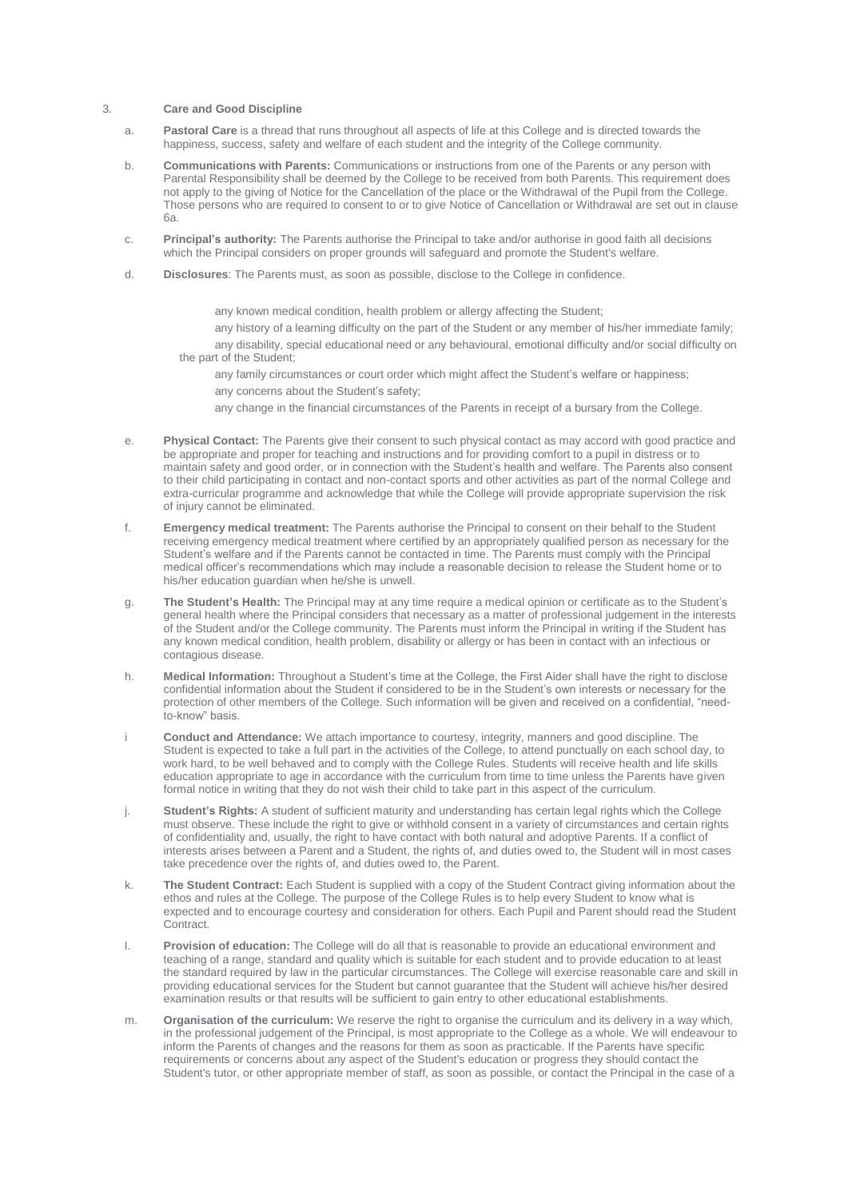3. **Care and Good Discipline**

a. **Pastoral Care** is a thread that runs throughout all aspects of life at this College and is directed towards the happiness, success, safety and welfare of each student and the integrity of the College community.

b. **Communications with Parents:** Communications or instructions from one of the Parents or any person with Parental Responsibility shall be deemed by the College to be received from both Parents. This requirement does not apply to the giving of Notice for the Cancellation of the place or the Withdrawal of the Pupil from the College. Those persons who are required to consent to or to give Notice of Cancellation or Withdrawal are set out in clause 6a.

c. **Principal's authority:** The Parents authorise the Principal to take and/or authorise in good faith all decisions which the Principal considers on proper grounds will safeguard and promote the Student's welfare.

d. **Disclosures**: The Parents must, as soon as possible, disclose to the College in confidence.

- any known medical condition, health problem or allergy affecting the Student;
- any history of a learning difficulty on the part of the Student or any member of his/her immediate family;
- any disability, special educational need or any behavioural, emotional difficulty and/or social difficulty on the part of the Student;
- any family circumstances or court order which might affect the Student's welfare or happiness;
- any concerns about the Student's safety;
- any change in the financial circumstances of the Parents in receipt of a bursary from the College.

e. **Physical Contact:** The Parents give their consent to such physical contact as may accord with good practice and be appropriate and proper for teaching and instructions and for providing comfort to a pupil in distress or to maintain safety and good order, or in connection with the Student's health and welfare. The Parents also consent to their child participating in contact and non-contact sports and other activities as part of the normal College and extra-curricular programme and acknowledge that while the College will provide appropriate supervision the risk of injury cannot be eliminated.

f. **Emergency medical treatment:** The Parents authorise the Principal to consent on their behalf to the Student receiving emergency medical treatment where certified by an appropriately qualified person as necessary for the Student's welfare and if the Parents cannot be contacted in time. The Parents must comply with the Principal medical officer's recommendations which may include a reasonable decision to release the Student home or to his/her education guardian when he/she is unwell.

g. **The Student's Health:** The Principal may at any time require a medical opinion or certificate as to the Student's general health where the Principal considers that necessary as a matter of professional judgement in the interests of the Student and/or the College community. The Parents must inform the Principal in writing if the Student has any known medical condition, health problem, disability or allergy or has been in contact with an infectious or contagious disease.

h. **Medical Information:** Throughout a Student's time at the College, the First Aider shall have the right to disclose confidential information about the Student if considered to be in the Student's own interests or necessary for the protection of other members of the College. Such information will be given and received on a confidential, "need-to-know" basis.

i **Conduct and Attendance:** We attach importance to courtesy, integrity, manners and good discipline. The Student is expected to take a full part in the activities of the College, to attend punctually on each school day, to work hard, to be well behaved and to comply with the College Rules. Students will receive health and life skills education appropriate to age in accordance with the curriculum from time to time unless the Parents have given formal notice in writing that they do not wish their child to take part in this aspect of the curriculum.

j. **Student's Rights:** A student of sufficient maturity and understanding has certain legal rights which the College must observe. These include the right to give or withhold consent in a variety of circumstances and certain rights of confidentiality and, usually, the right to have contact with both natural and adoptive Parents. If a conflict of interests arises between a Parent and a Student, the rights of, and duties owed to, the Student will in most cases take precedence over the rights of, and duties owed to, the Parent.

k. **The Student Contract:** Each Student is supplied with a copy of the Student Contract giving information about the ethos and rules at the College. The purpose of the College Rules is to help every Student to know what is expected and to encourage courtesy and consideration for others. Each Pupil and Parent should read the Student Contract.

l. **Provision of education:** The College will do all that is reasonable to provide an educational environment and teaching of a range, standard and quality which is suitable for each student and to provide education to at least the standard required by law in the particular circumstances. The College will exercise reasonable care and skill in providing educational services for the Student but cannot guarantee that the Student will achieve his/her desired examination results or that results will be sufficient to gain entry to other educational establishments.

m. **Organisation of the curriculum:** We reserve the right to organise the curriculum and its delivery in a way which, in the professional judgement of the Principal, is most appropriate to the College as a whole. We will endeavour to inform the Parents of changes and the reasons for them as soon as practicable. If the Parents have specific requirements or concerns about any aspect of the Student's education or progress they should contact the Student's tutor, or other appropriate member of staff, as soon as possible, or contact the Principal in the case of a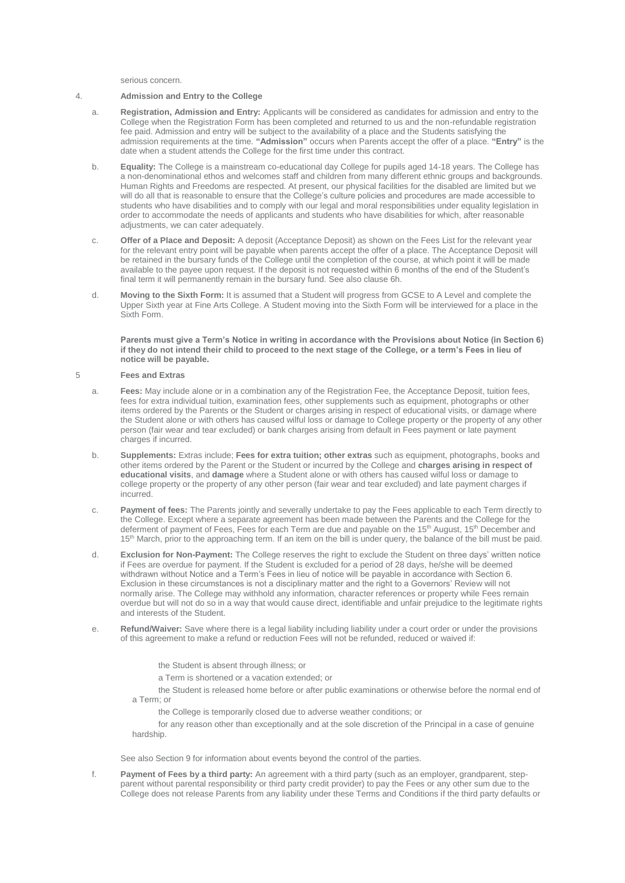serious concern.

4. **Admission and Entry to the College**

a. **Registration, Admission and Entry:** Applicants will be considered as candidates for admission and entry to the College when the Registration Form has been completed and returned to us and the non-refundable registration fee paid. Admission and entry will be subject to the availability of a place and the Students satisfying the admission requirements at the time. **"Admission"** occurs when Parents accept the offer of a place. **"Entry"** is the date when a student attends the College for the first time under this contract.

b. **Equality:** The College is a mainstream co-educational day College for pupils aged 14-18 years. The College has a non-denominational ethos and welcomes staff and children from many different ethnic groups and backgrounds. Human Rights and Freedoms are respected. At present, our physical facilities for the disabled are limited but we will do all that is reasonable to ensure that the College's culture policies and procedures are made accessible to students who have disabilities and to comply with our legal and moral responsibilities under equality legislation in order to accommodate the needs of applicants and students who have disabilities for which, after reasonable adjustments, we can cater adequately.

c. **Offer of a Place and Deposit:** A deposit (Acceptance Deposit) as shown on the Fees List for the relevant year for the relevant entry point will be payable when parents accept the offer of a place. The Acceptance Deposit will be retained in the bursary funds of the College until the completion of the course, at which point it will be made available to the payee upon request. If the deposit is not requested within 6 months of the end of the Student's final term it will permanently remain in the bursary fund. See also clause 6h.

d. **Moving to the Sixth Form:** It is assumed that a Student will progress from GCSE to A Level and complete the Upper Sixth year at Fine Arts College. A Student moving into the Sixth Form will be interviewed for a place in the Sixth Form.

**Parents must give a Term's Notice in writing in accordance with the Provisions about Notice (in Section 6) if they do not intend their child to proceed to the next stage of the College, or a term's Fees in lieu of notice will be payable.**

5 **Fees and Extras**

a. **Fees:** May include alone or in a combination any of the Registration Fee, the Acceptance Deposit, tuition fees, fees for extra individual tuition, examination fees, other supplements such as equipment, photographs or other items ordered by the Parents or the Student or charges arising in respect of educational visits, or damage where the Student alone or with others has caused wilful loss or damage to College property or the property of any other person (fair wear and tear excluded) or bank charges arising from default in Fees payment or late payment charges if incurred.

b. **Supplements:** Extras include; **Fees for extra tuition; other extras** such as equipment, photographs, books and other items ordered by the Parent or the Student or incurred by the College and **charges arising in respect of educational visits**, and **damage** where a Student alone or with others has caused wilful loss or damage to college property or the property of any other person (fair wear and tear excluded) and late payment charges if incurred.

c. **Payment of fees:** The Parents jointly and severally undertake to pay the Fees applicable to each Term directly to the College. Except where a separate agreement has been made between the Parents and the College for the deferment of payment of Fees, Fees for each Term are due and payable on the 15th August, 15th December and 15th March, prior to the approaching term. If an item on the bill is under query, the balance of the bill must be paid.

d. **Exclusion for Non-Payment:** The College reserves the right to exclude the Student on three days' written notice if Fees are overdue for payment. If the Student is excluded for a period of 28 days, he/she will be deemed withdrawn without Notice and a Term's Fees in lieu of notice will be payable in accordance with Section 6. Exclusion in these circumstances is not a disciplinary matter and the right to a Governors' Review will not normally arise. The College may withhold any information, character references or property while Fees remain overdue but will not do so in a way that would cause direct, identifiable and unfair prejudice to the legitimate rights and interests of the Student.

e. **Refund/Waiver:** Save where there is a legal liability including liability under a court order or under the provisions of this agreement to make a refund or reduction Fees will not be refunded, reduced or waived if:

   the Student is absent through illness; or

   a Term is shortened or a vacation extended; or

   the Student is released home before or after public examinations or otherwise before the normal end of a Term; or

   the College is temporarily closed due to adverse weather conditions; or

   for any reason other than exceptionally and at the sole discretion of the Principal in a case of genuine hardship.

See also Section 9 for information about events beyond the control of the parties.

f. **Payment of Fees by a third party:** An agreement with a third party (such as an employer, grandparent, step-parent without parental responsibility or third party credit provider) to pay the Fees or any other sum due to the College does not release Parents from any liability under these Terms and Conditions if the third party defaults or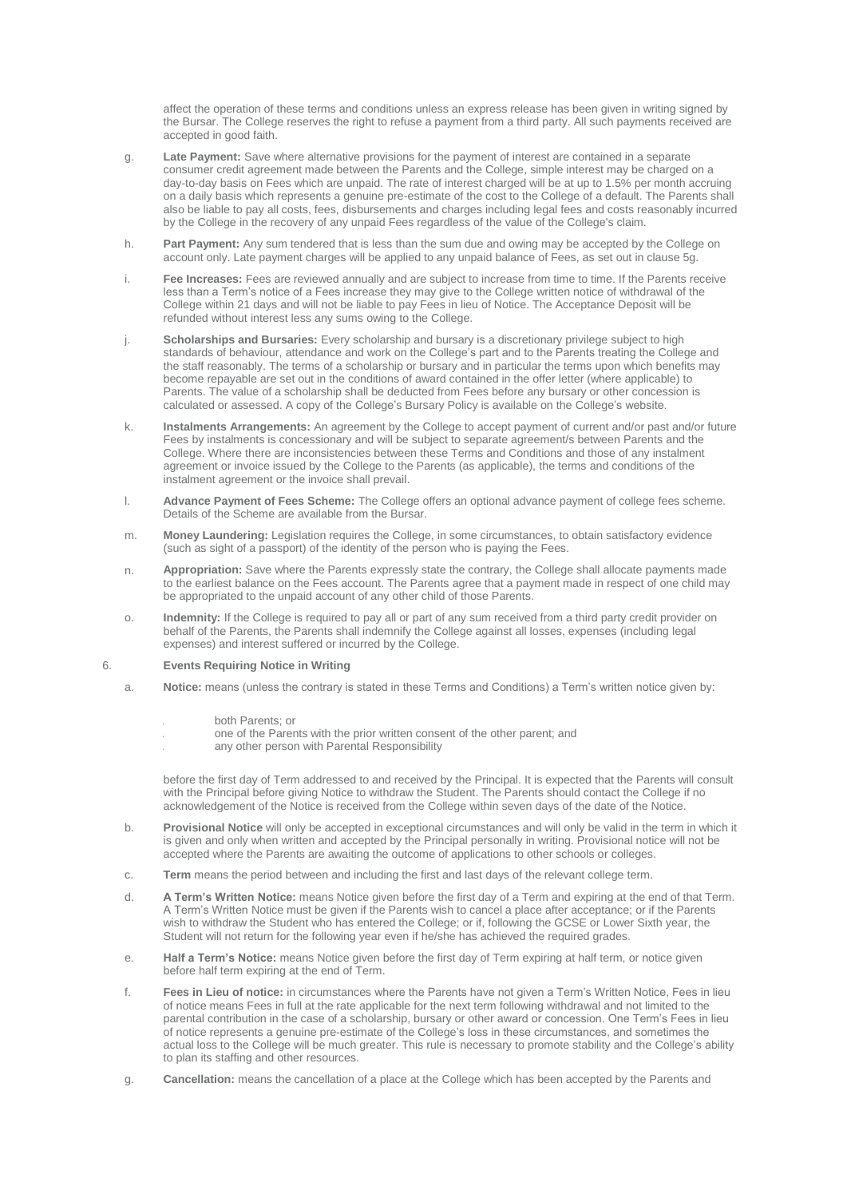affect the operation of these terms and conditions unless an express release has been given in writing signed by the Bursar. The College reserves the right to refuse a payment from a third party. All such payments received are accepted in good faith.

g. **Late Payment:** Save where alternative provisions for the payment of interest are contained in a separate consumer credit agreement made between the Parents and the College, simple interest may be charged on a day-to-day basis on Fees which are unpaid. The rate of interest charged will be at up to 1.5% per month accruing on a daily basis which represents a genuine pre-estimate of the cost to the College of a default. The Parents shall also be liable to pay all costs, fees, disbursements and charges including legal fees and costs reasonably incurred by the College in the recovery of any unpaid Fees regardless of the value of the College's claim.

h. **Part Payment:** Any sum tendered that is less than the sum due and owing may be accepted by the College on account only. Late payment charges will be applied to any unpaid balance of Fees, as set out in clause 5g.

i. **Fee Increases:** Fees are reviewed annually and are subject to increase from time to time. If the Parents receive less than a Term's notice of a Fees increase they may give to the College written notice of withdrawal of the College within 21 days and will not be liable to pay Fees in lieu of Notice. The Acceptance Deposit will be refunded without interest less any sums owing to the College.

j. **Scholarships and Bursaries:** Every scholarship and bursary is a discretionary privilege subject to high standards of behaviour, attendance and work on the College's part and to the Parents treating the College and the staff reasonably. The terms of a scholarship or bursary and in particular the terms upon which benefits may become repayable are set out in the conditions of award contained in the offer letter (where applicable) to Parents. The value of a scholarship shall be deducted from Fees before any bursary or other concession is calculated or assessed. A copy of the College's Bursary Policy is available on the College's website.

k. **Instalments Arrangements:** An agreement by the College to accept payment of current and/or past and/or future Fees by instalments is concessionary and will be subject to separate agreement/s between Parents and the College. Where there are inconsistencies between these Terms and Conditions and those of any instalment agreement or invoice issued by the College to the Parents (as applicable), the terms and conditions of the instalment agreement or the invoice shall prevail.

l. **Advance Payment of Fees Scheme:** The College offers an optional advance payment of college fees scheme. Details of the Scheme are available from the Bursar.

m. **Money Laundering:** Legislation requires the College, in some circumstances, to obtain satisfactory evidence (such as sight of a passport) of the identity of the person who is paying the Fees.

n. **Appropriation:** Save where the Parents expressly state the contrary, the College shall allocate payments made to the earliest balance on the Fees account. The Parents agree that a payment made in respect of one child may be appropriated to the unpaid account of any other child of those Parents.

o. **Indemnity:** If the College is required to pay all or part of any sum received from a third party credit provider on behalf of the Parents, the Parents shall indemnify the College against all losses, expenses (including legal expenses) and interest suffered or incurred by the College.

## 6. Events Requiring Notice in Writing

a. **Notice:** means (unless the contrary is stated in these Terms and Conditions) a Term's written notice given by:

- both Parents; or
- one of the Parents with the prior written consent of the other parent; and
- any other person with Parental Responsibility

before the first day of Term addressed to and received by the Principal. It is expected that the Parents will consult with the Principal before giving Notice to withdraw the Student. The Parents should contact the College if no acknowledgement of the Notice is received from the College within seven days of the date of the Notice.

b. **Provisional Notice** will only be accepted in exceptional circumstances and will only be valid in the term in which it is given and only when written and accepted by the Principal personally in writing. Provisional notice will not be accepted where the Parents are awaiting the outcome of applications to other schools or colleges.

c. **Term** means the period between and including the first and last days of the relevant college term.

d. **A Term's Written Notice:** means Notice given before the first day of a Term and expiring at the end of that Term. A Term's Written Notice must be given if the Parents wish to cancel a place after acceptance; or if the Parents wish to withdraw the Student who has entered the College; or if, following the GCSE or Lower Sixth year, the Student will not return for the following year even if he/she has achieved the required grades.

e. **Half a Term's Notice:** means Notice given before the first day of Term expiring at half term, or notice given before half term expiring at the end of Term.

f. **Fees in Lieu of notice:** in circumstances where the Parents have not given a Term's Written Notice, Fees in lieu of notice means Fees in full at the rate applicable for the next term following withdrawal and not limited to the parental contribution in the case of a scholarship, bursary or other award or concession. One Term's Fees in lieu of notice represents a genuine pre-estimate of the College's loss in these circumstances, and sometimes the actual loss to the College will be much greater. This rule is necessary to promote stability and the College's ability to plan its staffing and other resources.

g. **Cancellation:** means the cancellation of a place at the College which has been accepted by the Parents and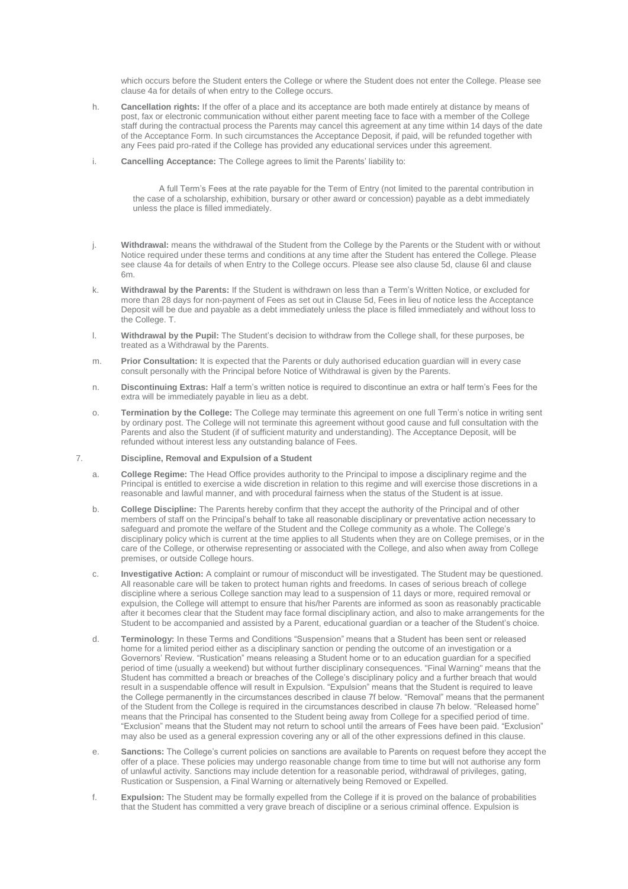which occurs before the Student enters the College or where the Student does not enter the College. Please see clause 4a for details of when entry to the College occurs.

h. **Cancellation rights:** If the offer of a place and its acceptance are both made entirely at distance by means of post, fax or electronic communication without either parent meeting face to face with a member of the College staff during the contractual process the Parents may cancel this agreement at any time within 14 days of the date of the Acceptance Form. In such circumstances the Acceptance Deposit, if paid, will be refunded together with any Fees paid pro-rated if the College has provided any educational services under this agreement.

i. **Cancelling Acceptance:** The College agrees to limit the Parents' liability to:

   A full Term's Fees at the rate payable for the Term of Entry (not limited to the parental contribution in the case of a scholarship, exhibition, bursary or other award or concession) payable as a debt immediately unless the place is filled immediately.

j. **Withdrawal:** means the withdrawal of the Student from the College by the Parents or the Student with or without Notice required under these terms and conditions at any time after the Student has entered the College. Please see clause 4a for details of when Entry to the College occurs. Please see also clause 5d, clause 6l and clause 6m.

k. **Withdrawal by the Parents:** If the Student is withdrawn on less than a Term's Written Notice, or excluded for more than 28 days for non-payment of Fees as set out in Clause 5d, Fees in lieu of notice less the Acceptance Deposit will be due and payable as a debt immediately unless the place is filled immediately and without loss to the College. T.

l. **Withdrawal by the Pupil:** The Student's decision to withdraw from the College shall, for these purposes, be treated as a Withdrawal by the Parents.

m. **Prior Consultation:** It is expected that the Parents or duly authorised education guardian will in every case consult personally with the Principal before Notice of Withdrawal is given by the Parents.

n. **Discontinuing Extras:** Half a term's written notice is required to discontinue an extra or half term's Fees for the extra will be immediately payable in lieu as a debt.

o. **Termination by the College:** The College may terminate this agreement on one full Term's notice in writing sent by ordinary post. The College will not terminate this agreement without good cause and full consultation with the Parents and also the Student (if of sufficient maturity and understanding). The Acceptance Deposit, will be refunded without interest less any outstanding balance of Fees.

## 7. Discipline, Removal and Expulsion of a Student

a. **College Regime:** The Head Office provides authority to the Principal to impose a disciplinary regime and the Principal is entitled to exercise a wide discretion in relation to this regime and will exercise those discretions in a reasonable and lawful manner, and with procedural fairness when the status of the Student is at issue.

b. **College Discipline:** The Parents hereby confirm that they accept the authority of the Principal and of other members of staff on the Principal's behalf to take all reasonable disciplinary or preventative action necessary to safeguard and promote the welfare of the Student and the College community as a whole. The College's disciplinary policy which is current at the time applies to all Students when they are on College premises, or in the care of the College, or otherwise representing or associated with the College, and also when away from College premises, or outside College hours.

c. **Investigative Action:** A complaint or rumour of misconduct will be investigated. The Student may be questioned. All reasonable care will be taken to protect human rights and freedoms. In cases of serious breach of college discipline where a serious College sanction may lead to a suspension of 11 days or more, required removal or expulsion, the College will attempt to ensure that his/her Parents are informed as soon as reasonably practicable after it becomes clear that the Student may face formal disciplinary action, and also to make arrangements for the Student to be accompanied and assisted by a Parent, educational guardian or a teacher of the Student's choice.

d. **Terminology:** In these Terms and Conditions "Suspension" means that a Student has been sent or released home for a limited period either as a disciplinary sanction or pending the outcome of an investigation or a Governors' Review. "Rustication" means releasing a Student home or to an education guardian for a specified period of time (usually a weekend) but without further disciplinary consequences. "Final Warning" means that the Student has committed a breach or breaches of the College's disciplinary policy and a further breach that would result in a suspendable offence will result in Expulsion. "Expulsion" means that the Student is required to leave the College permanently in the circumstances described in clause 7f below. "Removal" means that the permanent of the Student from the College is required in the circumstances described in clause 7h below. "Released home" means that the Principal has consented to the Student being away from College for a specified period of time. "Exclusion" means that the Student may not return to school until the arrears of Fees have been paid. "Exclusion" may also be used as a general expression covering any or all of the other expressions defined in this clause.

e. **Sanctions:** The College's current policies on sanctions are available to Parents on request before they accept the offer of a place. These policies may undergo reasonable change from time to time but will not authorise any form of unlawful activity. Sanctions may include detention for a reasonable period, withdrawal of privileges, gating, Rustication or Suspension, a Final Warning or alternatively being Removed or Expelled.

f. **Expulsion:** The Student may be formally expelled from the College if it is proved on the balance of probabilities that the Student has committed a very grave breach of discipline or a serious criminal offence. Expulsion is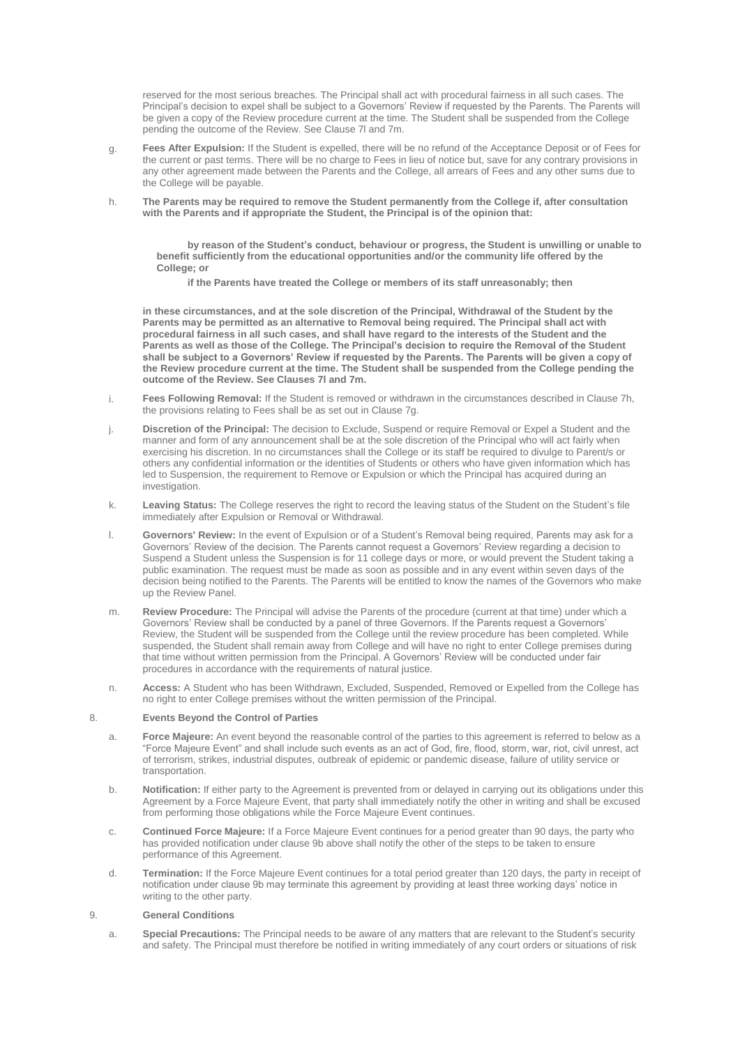reserved for the most serious breaches. The Principal shall act with procedural fairness in all such cases. The Principal's decision to expel shall be subject to a Governors' Review if requested by the Parents. The Parents will be given a copy of the Review procedure current at the time. The Student shall be suspended from the College pending the outcome of the Review. See Clause 7l and 7m.

g. **Fees After Expulsion:** If the Student is expelled, there will be no refund of the Acceptance Deposit or of Fees for the current or past terms. There will be no charge to Fees in lieu of notice but, save for any contrary provisions in any other agreement made between the Parents and the College, all arrears of Fees and any other sums due to the College will be payable.

h. **The Parents may be required to remove the Student permanently from the College if, after consultation with the Parents and if appropriate the Student, the Principal is of the opinion that:**

   **by reason of the Student's conduct, behaviour or progress, the Student is unwilling or unable to benefit sufficiently from the educational opportunities and/or the community life offered by the College; or**

   **if the Parents have treated the College or members of its staff unreasonably; then**

   **in these circumstances, and at the sole discretion of the Principal, Withdrawal of the Student by the Parents may be permitted as an alternative to Removal being required. The Principal shall act with procedural fairness in all such cases, and shall have regard to the interests of the Student and the Parents as well as those of the College. The Principal's decision to require the Removal of the Student shall be subject to a Governors' Review if requested by the Parents. The Parents will be given a copy of the Review procedure current at the time. The Student shall be suspended from the College pending the outcome of the Review. See Clauses 7l and 7m.**

i. **Fees Following Removal:** If the Student is removed or withdrawn in the circumstances described in Clause 7h, the provisions relating to Fees shall be as set out in Clause 7g.

j. **Discretion of the Principal:** The decision to Exclude, Suspend or require Removal or Expel a Student and the manner and form of any announcement shall be at the sole discretion of the Principal who will act fairly when exercising his discretion. In no circumstances shall the College or its staff be required to divulge to Parent/s or others any confidential information or the identities of Students or others who have given information which has led to Suspension, the requirement to Remove or Expulsion or which the Principal has acquired during an investigation.

k. **Leaving Status:** The College reserves the right to record the leaving status of the Student on the Student's file immediately after Expulsion or Removal or Withdrawal.

l. **Governors' Review:** In the event of Expulsion or of a Student's Removal being required, Parents may ask for a Governors' Review of the decision. The Parents cannot request a Governors' Review regarding a decision to Suspend a Student unless the Suspension is for 11 college days or more, or would prevent the Student taking a public examination. The request must be made as soon as possible and in any event within seven days of the decision being notified to the Parents. The Parents will be entitled to know the names of the Governors who make up the Review Panel.

m. **Review Procedure:** The Principal will advise the Parents of the procedure (current at that time) under which a Governors' Review shall be conducted by a panel of three Governors. If the Parents request a Governors' Review, the Student will be suspended from the College until the review procedure has been completed. While suspended, the Student shall remain away from College and will have no right to enter College premises during that time without written permission from the Principal. A Governors' Review will be conducted under fair procedures in accordance with the requirements of natural justice.

n. **Access:** A Student who has been Withdrawn, Excluded, Suspended, Removed or Expelled from the College has no right to enter College premises without the written permission of the Principal.

## 8. Events Beyond the Control of Parties

a. **Force Majeure:** An event beyond the reasonable control of the parties to this agreement is referred to below as a "Force Majeure Event" and shall include such events as an act of God, fire, flood, storm, war, riot, civil unrest, act of terrorism, strikes, industrial disputes, outbreak of epidemic or pandemic disease, failure of utility service or transportation.

b. **Notification:** If either party to the Agreement is prevented from or delayed in carrying out its obligations under this Agreement by a Force Majeure Event, that party shall immediately notify the other in writing and shall be excused from performing those obligations while the Force Majeure Event continues.

c. **Continued Force Majeure:** If a Force Majeure Event continues for a period greater than 90 days, the party who has provided notification under clause 9b above shall notify the other of the steps to be taken to ensure performance of this Agreement.

d. **Termination:** If the Force Majeure Event continues for a total period greater than 120 days, the party in receipt of notification under clause 9b may terminate this agreement by providing at least three working days' notice in writing to the other party.

## 9. General Conditions

a. **Special Precautions:** The Principal needs to be aware of any matters that are relevant to the Student's security and safety. The Principal must therefore be notified in writing immediately of any court orders or situations of risk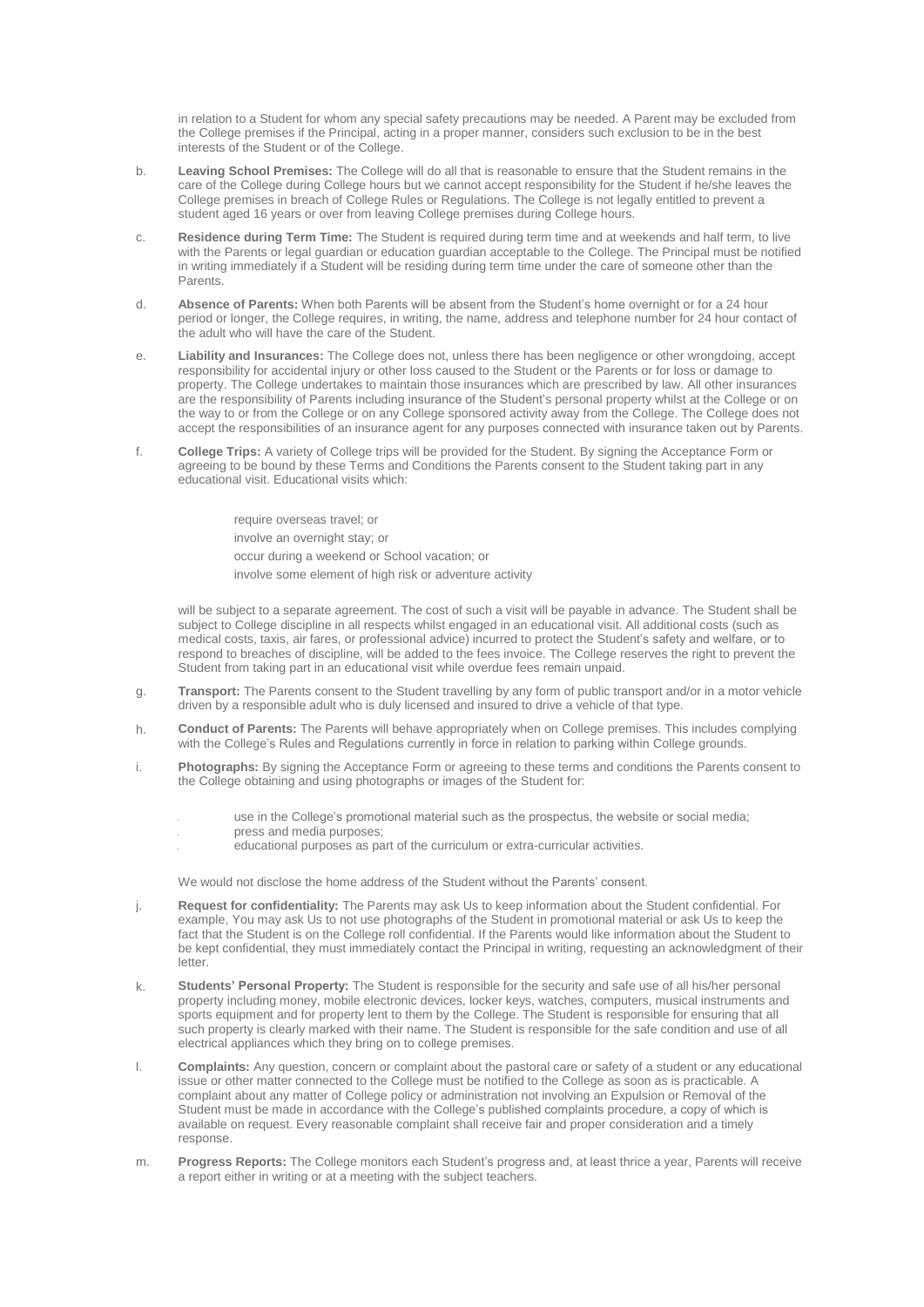in relation to a Student for whom any special safety precautions may be needed. A Parent may be excluded from the College premises if the Principal, acting in a proper manner, considers such exclusion to be in the best interests of the Student or of the College.

b. **Leaving School Premises:** The College will do all that is reasonable to ensure that the Student remains in the care of the College during College hours but we cannot accept responsibility for the Student if he/she leaves the College premises in breach of College Rules or Regulations. The College is not legally entitled to prevent a student aged 16 years or over from leaving College premises during College hours.

c. **Residence during Term Time:** The Student is required during term time and at weekends and half term, to live with the Parents or legal guardian or education guardian acceptable to the College. The Principal must be notified in writing immediately if a Student will be residing during term time under the care of someone other than the Parents.

d. **Absence of Parents:** When both Parents will be absent from the Student's home overnight or for a 24 hour period or longer, the College requires, in writing, the name, address and telephone number for 24 hour contact of the adult who will have the care of the Student.

e. **Liability and Insurances:** The College does not, unless there has been negligence or other wrongdoing, accept responsibility for accidental injury or other loss caused to the Student or the Parents or for loss or damage to property. The College undertakes to maintain those insurances which are prescribed by law. All other insurances are the responsibility of Parents including insurance of the Student's personal property whilst at the College or on the way to or from the College or on any College sponsored activity away from the College. The College does not accept the responsibilities of an insurance agent for any purposes connected with insurance taken out by Parents.

f. **College Trips:** A variety of College trips will be provided for the Student. By signing the Acceptance Form or agreeing to be bound by these Terms and Conditions the Parents consent to the Student taking part in any educational visit. Educational visits which:

   - require overseas travel; or
   - involve an overnight stay; or
   - occur during a weekend or School vacation; or
   - involve some element of high risk or adventure activity

   will be subject to a separate agreement. The cost of such a visit will be payable in advance. The Student shall be subject to College discipline in all respects whilst engaged in an educational visit. All additional costs (such as medical costs, taxis, air fares, or professional advice) incurred to protect the Student's safety and welfare, or to respond to breaches of discipline, will be added to the fees invoice. The College reserves the right to prevent the Student from taking part in an educational visit while overdue fees remain unpaid.

g. **Transport:** The Parents consent to the Student travelling by any form of public transport and/or in a motor vehicle driven by a responsible adult who is duly licensed and insured to drive a vehicle of that type.

h. **Conduct of Parents:** The Parents will behave appropriately when on College premises. This includes complying with the College's Rules and Regulations currently in force in relation to parking within College grounds.

i. **Photographs:** By signing the Acceptance Form or agreeing to these terms and conditions the Parents consent to the College obtaining and using photographs or images of the Student for:

   - use in the College's promotional material such as the prospectus, the website or social media;
   - press and media purposes;
   - educational purposes as part of the curriculum or extra-curricular activities.

   We would not disclose the home address of the Student without the Parents' consent.

j. **Request for confidentiality:** The Parents may ask Us to keep information about the Student confidential. For example, You may ask Us to not use photographs of the Student in promotional material or ask Us to keep the fact that the Student is on the College roll confidential. If the Parents would like information about the Student to be kept confidential, they must immediately contact the Principal in writing, requesting an acknowledgment of their letter.

k. **Students' Personal Property:** The Student is responsible for the security and safe use of all his/her personal property including money, mobile electronic devices, locker keys, watches, computers, musical instruments and sports equipment and for property lent to them by the College. The Student is responsible for ensuring that all such property is clearly marked with their name. The Student is responsible for the safe condition and use of all electrical appliances which they bring on to college premises.

l. **Complaints:** Any question, concern or complaint about the pastoral care or safety of a student or any educational issue or other matter connected to the College must be notified to the College as soon as is practicable. A complaint about any matter of College policy or administration not involving an Expulsion or Removal of the Student must be made in accordance with the College's published complaints procedure, a copy of which is available on request. Every reasonable complaint shall receive fair and proper consideration and a timely response.

m. **Progress Reports:** The College monitors each Student's progress and, at least thrice a year, Parents will receive a report either in writing or at a meeting with the subject teachers.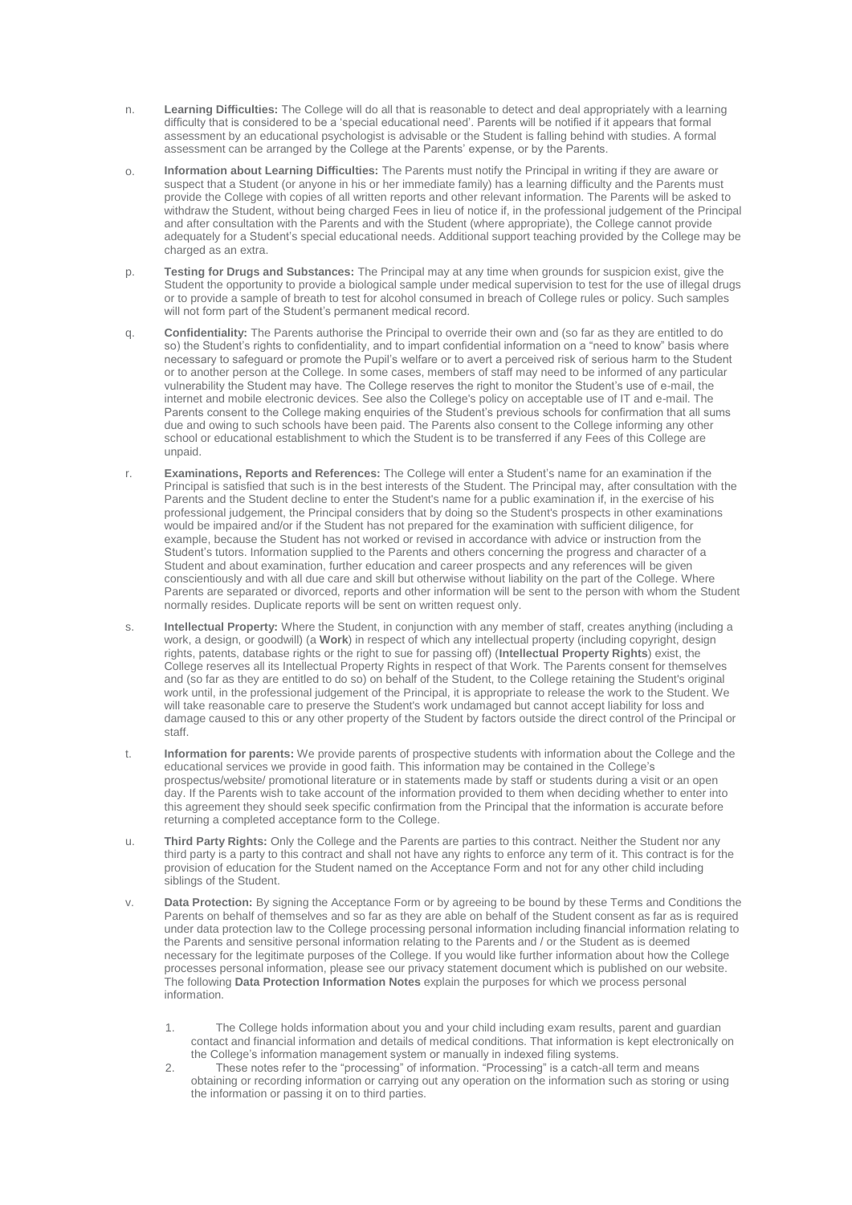n. **Learning Difficulties:** The College will do all that is reasonable to detect and deal appropriately with a learning difficulty that is considered to be a 'special educational need'. Parents will be notified if it appears that formal assessment by an educational psychologist is advisable or the Student is falling behind with studies. A formal assessment can be arranged by the College at the Parents' expense, or by the Parents.

o. **Information about Learning Difficulties:** The Parents must notify the Principal in writing if they are aware or suspect that a Student (or anyone in his or her immediate family) has a learning difficulty and the Parents must provide the College with copies of all written reports and other relevant information. The Parents will be asked to withdraw the Student, without being charged Fees in lieu of notice if, in the professional judgement of the Principal and after consultation with the Parents and with the Student (where appropriate), the College cannot provide adequately for a Student's special educational needs. Additional support teaching provided by the College may be charged as an extra.

p. **Testing for Drugs and Substances:** The Principal may at any time when grounds for suspicion exist, give the Student the opportunity to provide a biological sample under medical supervision to test for the use of illegal drugs or to provide a sample of breath to test for alcohol consumed in breach of College rules or policy. Such samples will not form part of the Student's permanent medical record.

q. **Confidentiality:** The Parents authorise the Principal to override their own and (so far as they are entitled to do so) the Student's rights to confidentiality, and to impart confidential information on a "need to know" basis where necessary to safeguard or promote the Pupil's welfare or to avert a perceived risk of serious harm to the Student or to another person at the College. In some cases, members of staff may need to be informed of any particular vulnerability the Student may have. The College reserves the right to monitor the Student's use of e-mail, the internet and mobile electronic devices. See also the College's policy on acceptable use of IT and e-mail. The Parents consent to the College making enquiries of the Student's previous schools for confirmation that all sums due and owing to such schools have been paid. The Parents also consent to the College informing any other school or educational establishment to which the Student is to be transferred if any Fees of this College are unpaid.

r. **Examinations, Reports and References:** The College will enter a Student's name for an examination if the Principal is satisfied that such is in the best interests of the Student. The Principal may, after consultation with the Parents and the Student decline to enter the Student's name for a public examination if, in the exercise of his professional judgement, the Principal considers that by doing so the Student's prospects in other examinations would be impaired and/or if the Student has not prepared for the examination with sufficient diligence, for example, because the Student has not worked or revised in accordance with advice or instruction from the Student's tutors. Information supplied to the Parents and others concerning the progress and character of a Student and about examination, further education and career prospects and any references will be given conscientiously and with all due care and skill but otherwise without liability on the part of the College. Where Parents are separated or divorced, reports and other information will be sent to the person with whom the Student normally resides. Duplicate reports will be sent on written request only.

s. **Intellectual Property:** Where the Student, in conjunction with any member of staff, creates anything (including a work, a design, or goodwill) (a **Work**) in respect of which any intellectual property (including copyright, design rights, patents, database rights or the right to sue for passing off) (**Intellectual Property Rights**) exist, the College reserves all its Intellectual Property Rights in respect of that Work. The Parents consent for themselves and (so far as they are entitled to do so) on behalf of the Student, to the College retaining the Student's original work until, in the professional judgement of the Principal, it is appropriate to release the work to the Student. We will take reasonable care to preserve the Student's work undamaged but cannot accept liability for loss and damage caused to this or any other property of the Student by factors outside the direct control of the Principal or staff.

t. **Information for parents:** We provide parents of prospective students with information about the College and the educational services we provide in good faith. This information may be contained in the College's prospectus/website/ promotional literature or in statements made by staff or students during a visit or an open day. If the Parents wish to take account of the information provided to them when deciding whether to enter into this agreement they should seek specific confirmation from the Principal that the information is accurate before returning a completed acceptance form to the College.

u. **Third Party Rights:** Only the College and the Parents are parties to this contract. Neither the Student nor any third party is a party to this contract and shall not have any rights to enforce any term of it. This contract is for the provision of education for the Student named on the Acceptance Form and not for any other child including siblings of the Student.

v. **Data Protection:** By signing the Acceptance Form or by agreeing to be bound by these Terms and Conditions the Parents on behalf of themselves and so far as they are able on behalf of the Student consent as far as is required under data protection law to the College processing personal information including financial information relating to the Parents and sensitive personal information relating to the Parents and / or the Student as is deemed necessary for the legitimate purposes of the College. If you would like further information about how the College processes personal information, please see our privacy statement document which is published on our website. The following **Data Protection Information Notes** explain the purposes for which we process personal information.

   1. The College holds information about you and your child including exam results, parent and guardian contact and financial information and details of medical conditions. That information is kept electronically on the College's information management system or manually in indexed filing systems.
   2. These notes refer to the "processing" of information. "Processing" is a catch-all term and means obtaining or recording information or carrying out any operation on the information such as storing or using the information or passing it on to third parties.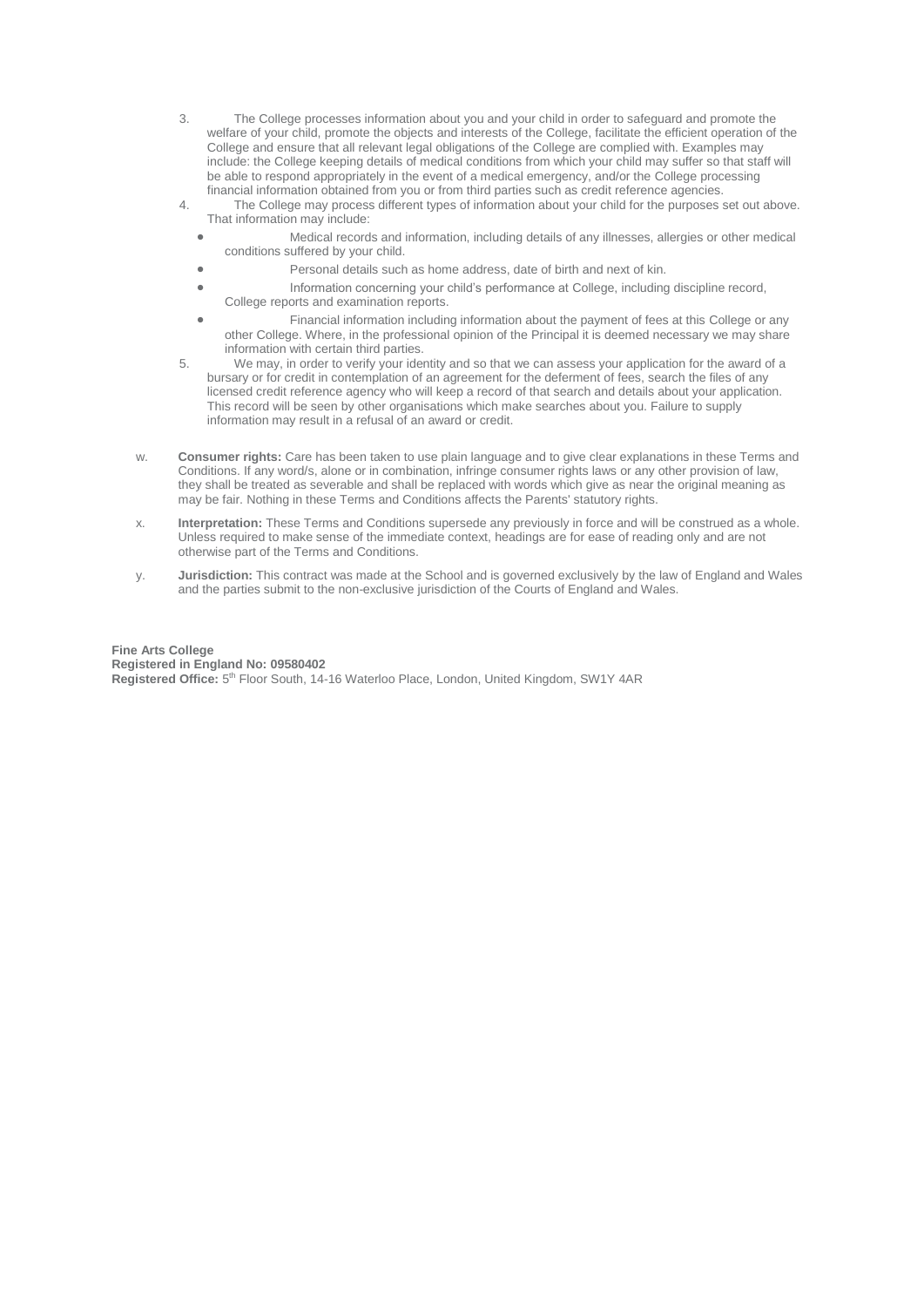3. The College processes information about you and your child in order to safeguard and promote the welfare of your child, promote the objects and interests of the College, facilitate the efficient operation of the College and ensure that all relevant legal obligations of the College are complied with. Examples may include: the College keeping details of medical conditions from which your child may suffer so that staff will be able to respond appropriately in the event of a medical emergency, and/or the College processing financial information obtained from you or from third parties such as credit reference agencies.
4. The College may process different types of information about your child for the purposes set out above. That information may include:
   - Medical records and information, including details of any illnesses, allergies or other medical conditions suffered by your child.
   - Personal details such as home address, date of birth and next of kin.
   - Information concerning your child's performance at College, including discipline record, College reports and examination reports.
   - Financial information including information about the payment of fees at this College or any other College. Where, in the professional opinion of the Principal it is deemed necessary we may share information with certain third parties.
5. We may, in order to verify your identity and so that we can assess your application for the award of a bursary or for credit in contemplation of an agreement for the deferment of fees, search the files of any licensed credit reference agency who will keep a record of that search and details about your application. This record will be seen by other organisations which make searches about you. Failure to supply information may result in a refusal of an award or credit.

w. **Consumer rights:** Care has been taken to use plain language and to give clear explanations in these Terms and Conditions. If any word/s, alone or in combination, infringe consumer rights laws or any other provision of law, they shall be treated as severable and shall be replaced with words which give as near the original meaning as may be fair. Nothing in these Terms and Conditions affects the Parents' statutory rights.

x. **Interpretation:** These Terms and Conditions supersede any previously in force and will be construed as a whole. Unless required to make sense of the immediate context, headings are for ease of reading only and are not otherwise part of the Terms and Conditions.

y. **Jurisdiction:** This contract was made at the School and is governed exclusively by the law of England and Wales and the parties submit to the non-exclusive jurisdiction of the Courts of England and Wales.

**Fine Arts College**
**Registered in England No: 09580402**
**Registered Office:** 5th Floor South, 14-16 Waterloo Place, London, United Kingdom, SW1Y 4AR